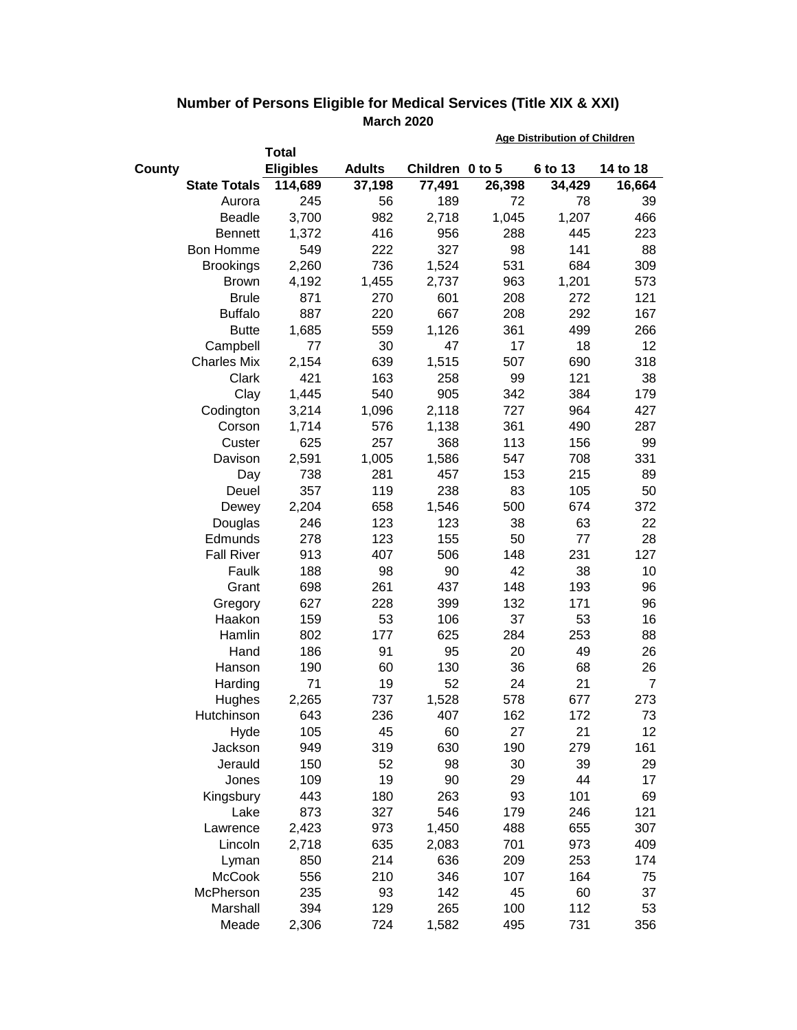## Number of Persons Eligible for Medical Services (Title XIX & XXI)

### March 2020

| County | Total Eligibles | Adults | Children | Age Distribution of Children 0 to 5 | 6 to 13 | 14 to 18 |
|---|---|---|---|---|---|---|
| **State Totals** | **114,689** | **37,198** | **77,491** | **26,398** | **34,429** | **16,664** |
| Aurora | 245 | 56 | 189 | 72 | 78 | 39 |
| Beadle | 3,700 | 982 | 2,718 | 1,045 | 1,207 | 466 |
| Bennett | 1,372 | 416 | 956 | 288 | 445 | 223 |
| Bon Homme | 549 | 222 | 327 | 98 | 141 | 88 |
| Brookings | 2,260 | 736 | 1,524 | 531 | 684 | 309 |
| Brown | 4,192 | 1,455 | 2,737 | 963 | 1,201 | 573 |
| Brule | 871 | 270 | 601 | 208 | 272 | 121 |
| Buffalo | 887 | 220 | 667 | 208 | 292 | 167 |
| Butte | 1,685 | 559 | 1,126 | 361 | 499 | 266 |
| Campbell | 77 | 30 | 47 | 17 | 18 | 12 |
| Charles Mix | 2,154 | 639 | 1,515 | 507 | 690 | 318 |
| Clark | 421 | 163 | 258 | 99 | 121 | 38 |
| Clay | 1,445 | 540 | 905 | 342 | 384 | 179 |
| Codington | 3,214 | 1,096 | 2,118 | 727 | 964 | 427 |
| Corson | 1,714 | 576 | 1,138 | 361 | 490 | 287 |
| Custer | 625 | 257 | 368 | 113 | 156 | 99 |
| Davison | 2,591 | 1,005 | 1,586 | 547 | 708 | 331 |
| Day | 738 | 281 | 457 | 153 | 215 | 89 |
| Deuel | 357 | 119 | 238 | 83 | 105 | 50 |
| Dewey | 2,204 | 658 | 1,546 | 500 | 674 | 372 |
| Douglas | 246 | 123 | 123 | 38 | 63 | 22 |
| Edmunds | 278 | 123 | 155 | 50 | 77 | 28 |
| Fall River | 913 | 407 | 506 | 148 | 231 | 127 |
| Faulk | 188 | 98 | 90 | 42 | 38 | 10 |
| Grant | 698 | 261 | 437 | 148 | 193 | 96 |
| Gregory | 627 | 228 | 399 | 132 | 171 | 96 |
| Haakon | 159 | 53 | 106 | 37 | 53 | 16 |
| Hamlin | 802 | 177 | 625 | 284 | 253 | 88 |
| Hand | 186 | 91 | 95 | 20 | 49 | 26 |
| Hanson | 190 | 60 | 130 | 36 | 68 | 26 |
| Harding | 71 | 19 | 52 | 24 | 21 | 7 |
| Hughes | 2,265 | 737 | 1,528 | 578 | 677 | 273 |
| Hutchinson | 643 | 236 | 407 | 162 | 172 | 73 |
| Hyde | 105 | 45 | 60 | 27 | 21 | 12 |
| Jackson | 949 | 319 | 630 | 190 | 279 | 161 |
| Jerauld | 150 | 52 | 98 | 30 | 39 | 29 |
| Jones | 109 | 19 | 90 | 29 | 44 | 17 |
| Kingsbury | 443 | 180 | 263 | 93 | 101 | 69 |
| Lake | 873 | 327 | 546 | 179 | 246 | 121 |
| Lawrence | 2,423 | 973 | 1,450 | 488 | 655 | 307 |
| Lincoln | 2,718 | 635 | 2,083 | 701 | 973 | 409 |
| Lyman | 850 | 214 | 636 | 209 | 253 | 174 |
| McCook | 556 | 210 | 346 | 107 | 164 | 75 |
| McPherson | 235 | 93 | 142 | 45 | 60 | 37 |
| Marshall | 394 | 129 | 265 | 100 | 112 | 53 |
| Meade | 2,306 | 724 | 1,582 | 495 | 731 | 356 |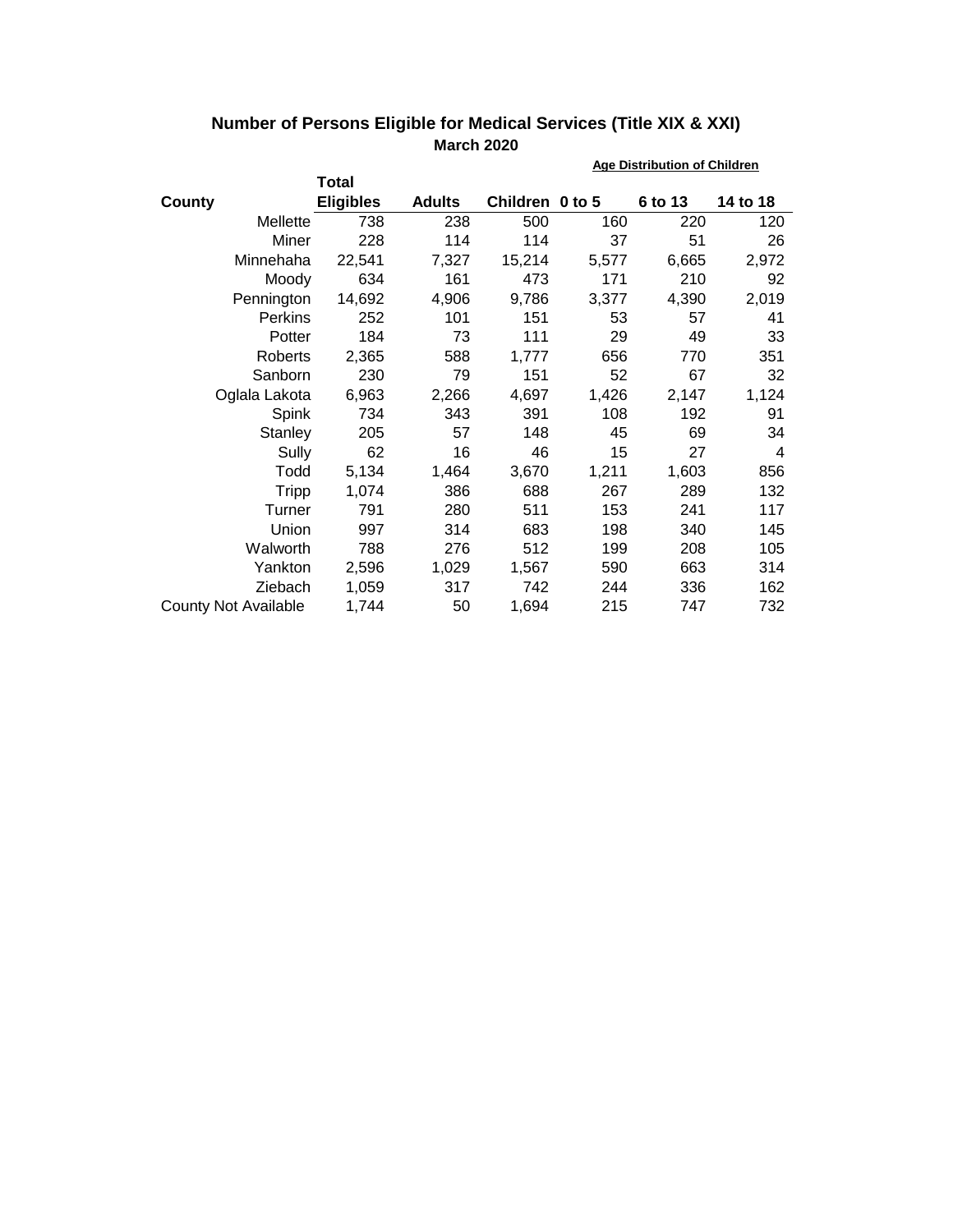## Number of Persons Eligible for Medical Services (Title XIX & XXI)

**March 2020**

| County | Total Eligibles | Adults | Children | Age Distribution of Children 0 to 5 | 6 to 13 | 14 to 18 |
|---|---|---|---|---|---|---|
| Mellette | 738 | 238 | 500 | 160 | 220 | 120 |
| Miner | 228 | 114 | 114 | 37 | 51 | 26 |
| Minnehaha | 22,541 | 7,327 | 15,214 | 5,577 | 6,665 | 2,972 |
| Moody | 634 | 161 | 473 | 171 | 210 | 92 |
| Pennington | 14,692 | 4,906 | 9,786 | 3,377 | 4,390 | 2,019 |
| Perkins | 252 | 101 | 151 | 53 | 57 | 41 |
| Potter | 184 | 73 | 111 | 29 | 49 | 33 |
| Roberts | 2,365 | 588 | 1,777 | 656 | 770 | 351 |
| Sanborn | 230 | 79 | 151 | 52 | 67 | 32 |
| Oglala Lakota | 6,963 | 2,266 | 4,697 | 1,426 | 2,147 | 1,124 |
| Spink | 734 | 343 | 391 | 108 | 192 | 91 |
| Stanley | 205 | 57 | 148 | 45 | 69 | 34 |
| Sully | 62 | 16 | 46 | 15 | 27 | 4 |
| Todd | 5,134 | 1,464 | 3,670 | 1,211 | 1,603 | 856 |
| Tripp | 1,074 | 386 | 688 | 267 | 289 | 132 |
| Turner | 791 | 280 | 511 | 153 | 241 | 117 |
| Union | 997 | 314 | 683 | 198 | 340 | 145 |
| Walworth | 788 | 276 | 512 | 199 | 208 | 105 |
| Yankton | 2,596 | 1,029 | 1,567 | 590 | 663 | 314 |
| Ziebach | 1,059 | 317 | 742 | 244 | 336 | 162 |
| County Not Available | 1,744 | 50 | 1,694 | 215 | 747 | 732 |